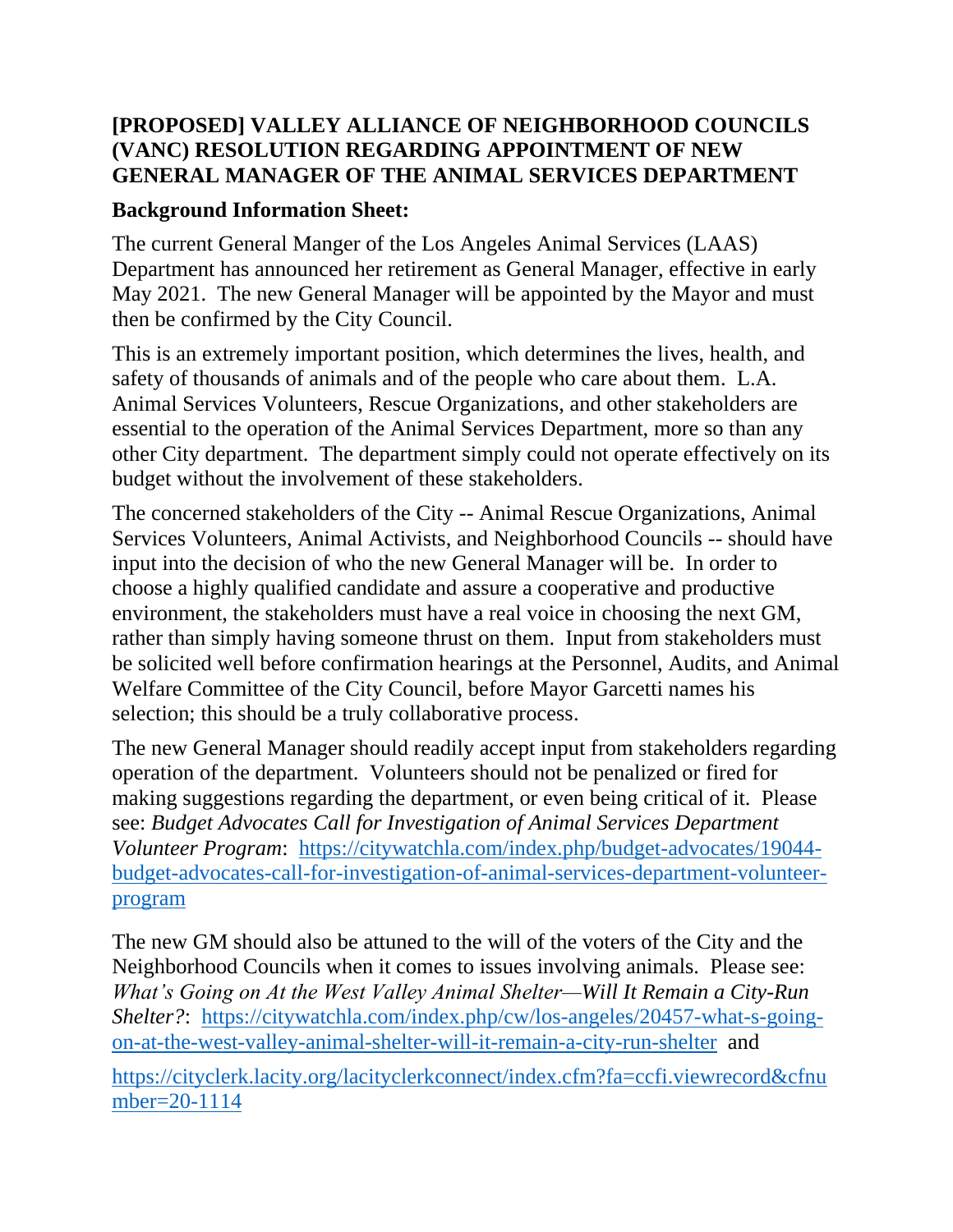# [PROPOSED] VALLEY ALLIANCE OF NEIGHBORHOOD COUNCILS (VANC) RESOLUTION REGARDING APPOINTMENT OF NEW GENERAL MANAGER OF THE ANIMAL SERVICES DEPARTMENT

## Background Information Sheet:

The current General Manger of the Los Angeles Animal Services (LAAS) Department has announced her retirement as General Manager, effective in early May 2021. The new General Manager will be appointed by the Mayor and must then be confirmed by the City Council.

This is an extremely important position, which determines the lives, health, and safety of thousands of animals and of the people who care about them. L.A. Animal Services Volunteers, Rescue Organizations, and other stakeholders are essential to the operation of the Animal Services Department, more so than any other City department. The department simply could not operate effectively on its budget without the involvement of these stakeholders.

The concerned stakeholders of the City -- Animal Rescue Organizations, Animal Services Volunteers, Animal Activists, and Neighborhood Councils -- should have input into the decision of who the new General Manager will be. In order to choose a highly qualified candidate and assure a cooperative and productive environment, the stakeholders must have a real voice in choosing the next GM, rather than simply having someone thrust on them. Input from stakeholders must be solicited well before confirmation hearings at the Personnel, Audits, and Animal Welfare Committee of the City Council, before Mayor Garcetti names his selection; this should be a truly collaborative process.

The new General Manager should readily accept input from stakeholders regarding operation of the department. Volunteers should not be penalized or fired for making suggestions regarding the department, or even being critical of it. Please see: *Budget Advocates Call for Investigation of Animal Services Department Volunteer Program*: https://citywatchla.com/index.php/budget-advocates/19044-budget-advocates-call-for-investigation-of-animal-services-department-volunteer-program

The new GM should also be attuned to the will of the voters of the City and the Neighborhood Councils when it comes to issues involving animals. Please see: *What's Going on At the West Valley Animal Shelter—Will It Remain a City-Run Shelter?*: https://citywatchla.com/index.php/cw/los-angeles/20457-what-s-going-on-at-the-west-valley-animal-shelter-will-it-remain-a-city-run-shelter and

https://cityclerk.lacity.org/lacityclerkconnect/index.cfm?fa=ccfi.viewrecord&cfnumber=20-1114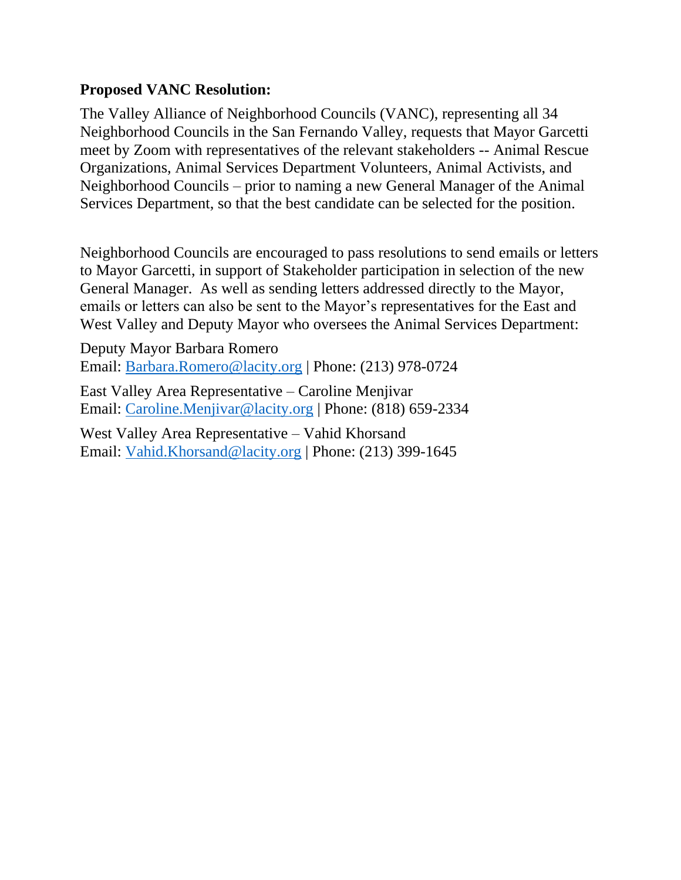**Proposed VANC Resolution:**

The Valley Alliance of Neighborhood Councils (VANC), representing all 34 Neighborhood Councils in the San Fernando Valley, requests that Mayor Garcetti meet by Zoom with representatives of the relevant stakeholders -- Animal Rescue Organizations, Animal Services Department Volunteers, Animal Activists, and Neighborhood Councils – prior to naming a new General Manager of the Animal Services Department, so that the best candidate can be selected for the position.

Neighborhood Councils are encouraged to pass resolutions to send emails or letters to Mayor Garcetti, in support of Stakeholder participation in selection of the new General Manager. As well as sending letters addressed directly to the Mayor, emails or letters can also be sent to the Mayor's representatives for the East and West Valley and Deputy Mayor who oversees the Animal Services Department:

Deputy Mayor Barbara Romero
Email: Barbara.Romero@lacity.org | Phone: (213) 978-0724

East Valley Area Representative – Caroline Menjivar
Email: Caroline.Menjivar@lacity.org | Phone: (818) 659-2334

West Valley Area Representative – Vahid Khorsand
Email: Vahid.Khorsand@lacity.org | Phone: (213) 399-1645